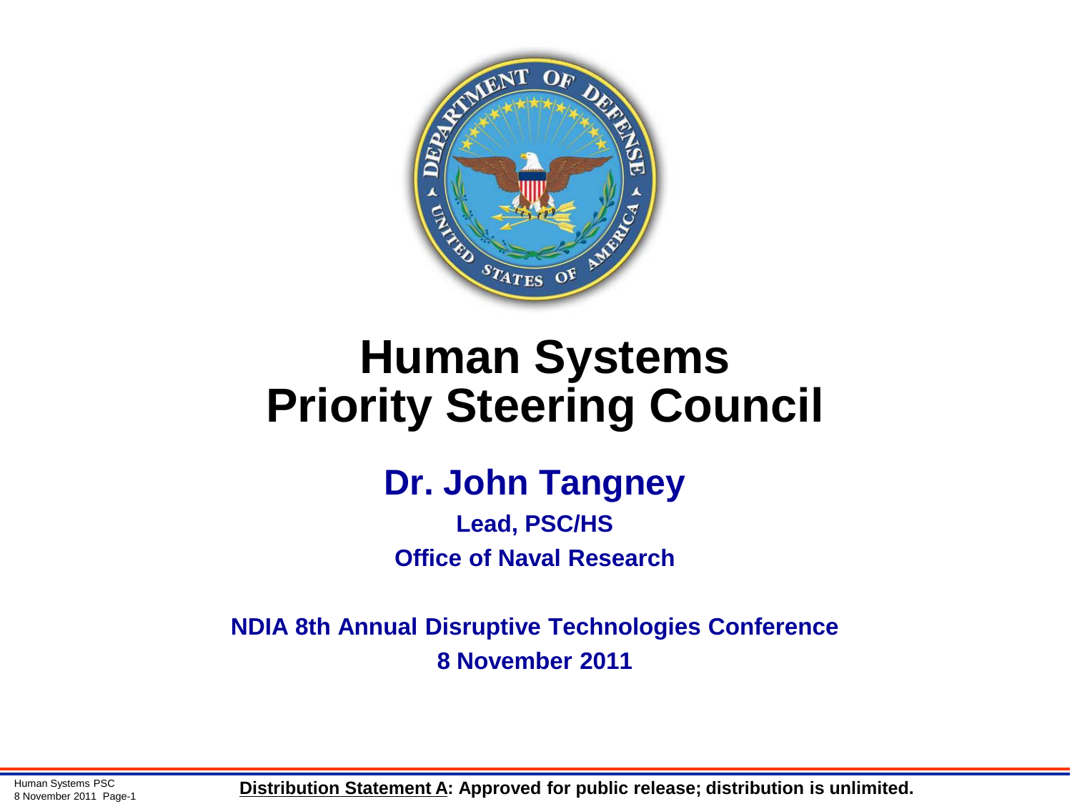# Human Systems Priority Steering Council

**Dr. John Tangney**

**Lead, PSC/HS**

**Office of Naval Research**

**NDIA 8th Annual Disruptive Technologies Conference**

**8 November 2011**

**Distribution Statement A: Approved for public release; distribution is unlimited.**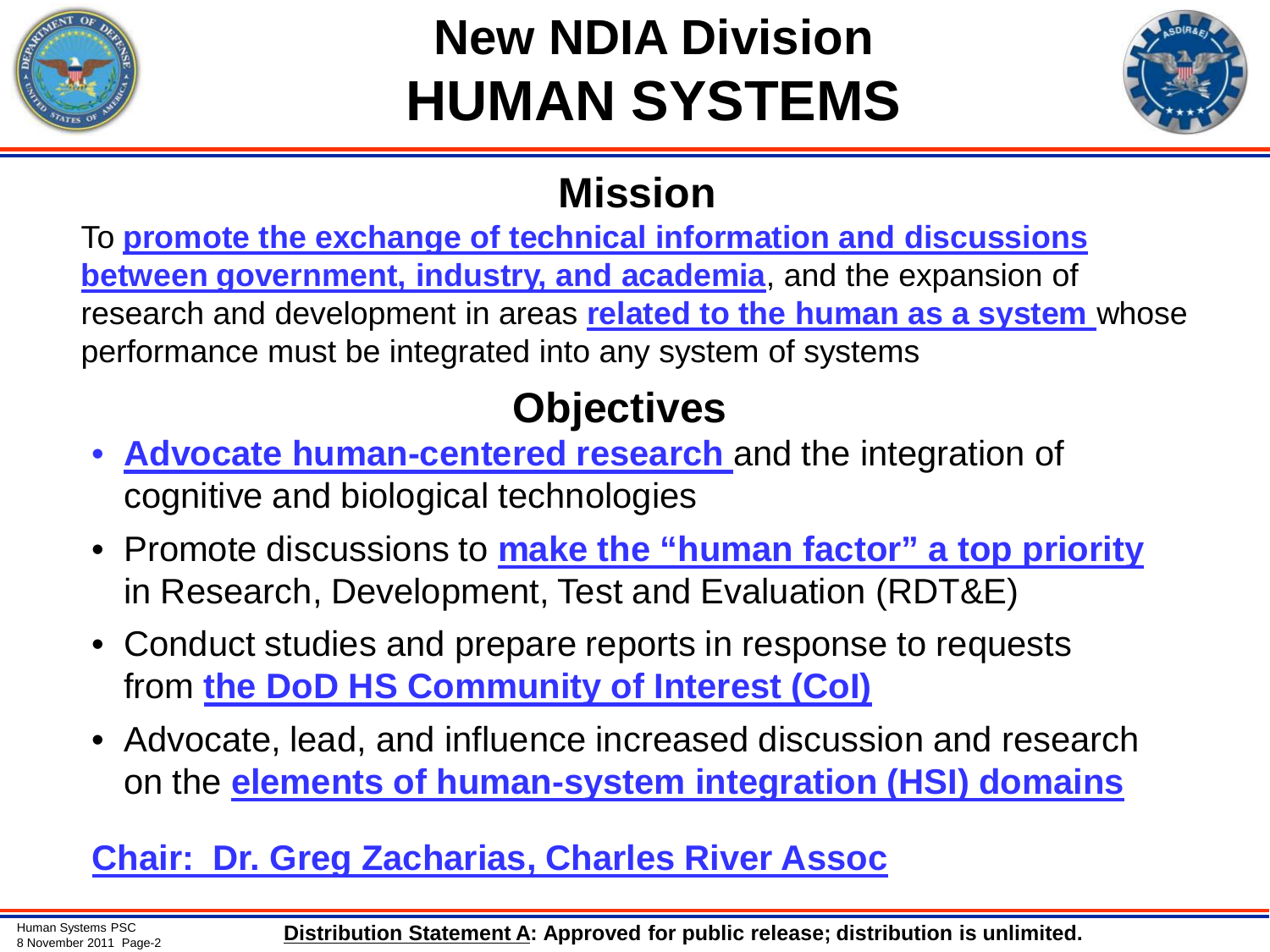# New NDIA Division HUMAN SYSTEMS

## Mission

To **promote the exchange of technical information and discussions between government, industry, and academia**, and the expansion of research and development in areas **related to the human as a system** whose performance must be integrated into any system of systems

## Objectives

- **Advocate human-centered research** and the integration of cognitive and biological technologies
- Promote discussions to **make the "human factor" a top priority** in Research, Development, Test and Evaluation (RDT&E)
- Conduct studies and prepare reports in response to requests from **the DoD HS Community of Interest (CoI)**
- Advocate, lead, and influence increased discussion and research on the **elements of human-system integration (HSI) domains**

**Chair: Dr. Greg Zacharias, Charles River Assoc**

Human Systems PSC
8 November 2011

**Distribution Statement A: Approved for public release; distribution is unlimited.**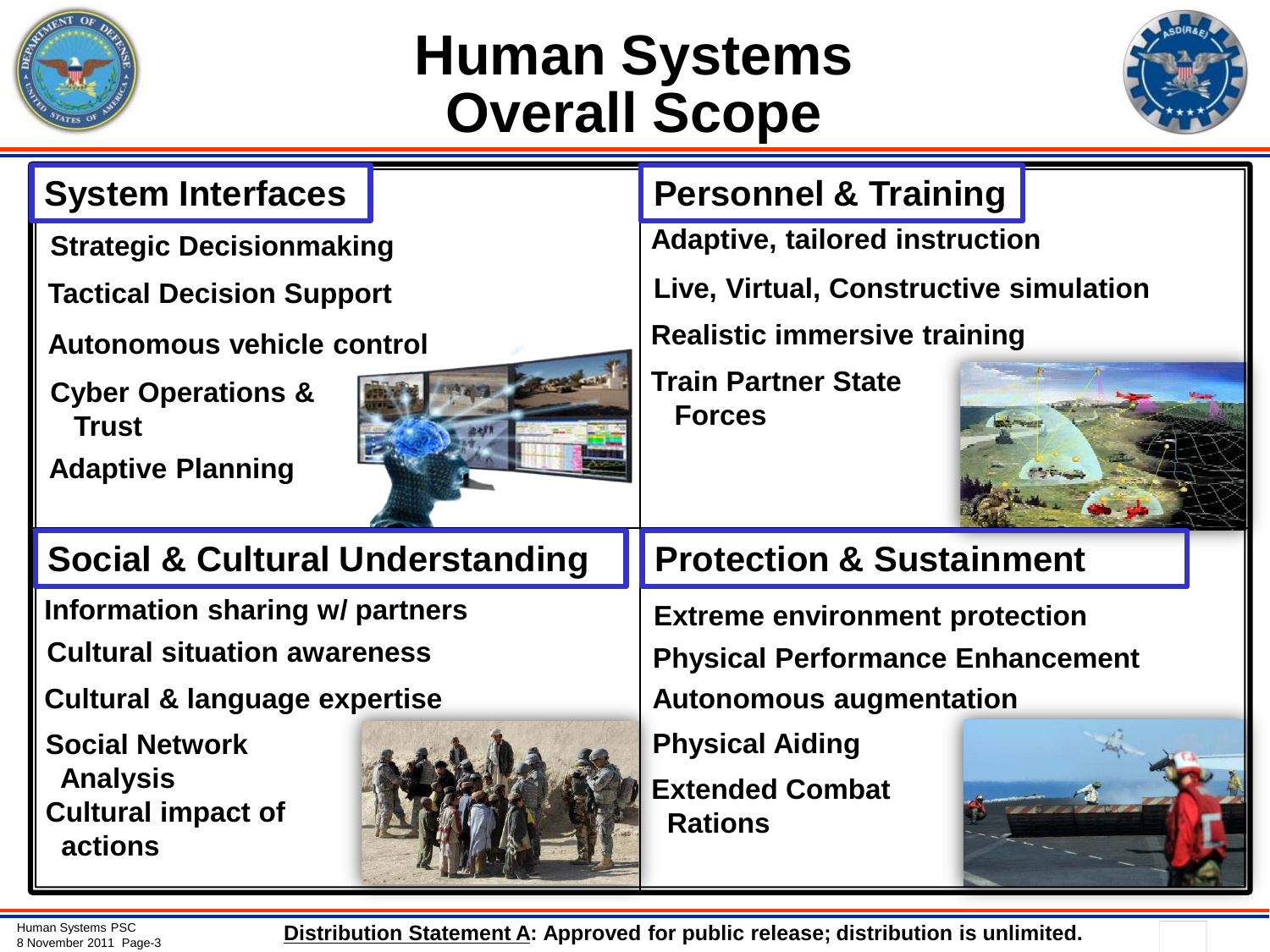# Human Systems Overall Scope

## System Interfaces

- Strategic Decisionmaking
- Tactical Decision Support
- Autonomous vehicle control
- Cyber Operations & Trust
- Adaptive Planning

## Personnel & Training

- Adaptive, tailored instruction
- Live, Virtual, Constructive simulation
- Realistic immersive training
- Train Partner State Forces

## Social & Cultural Understanding

- Information sharing w/ partners
- Cultural situation awareness
- Cultural & language expertise
- Social Network Analysis
- Cultural impact of actions

## Protection & Sustainment

- Extreme environment protection
- Physical Performance Enhancement
- Autonomous augmentation
- Physical Aiding
- Extended Combat Rations

**Distribution Statement A: Approved for public release; distribution is unlimited.**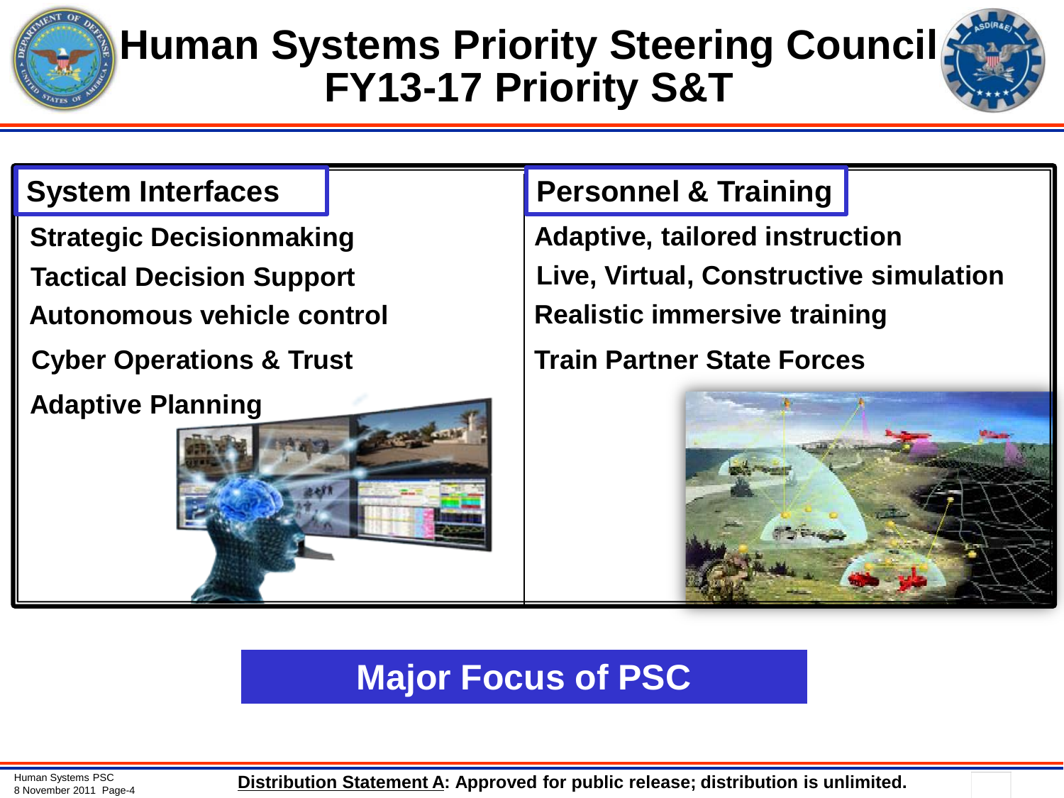# Human Systems Priority Steering Council FY13-17 Priority S&T

## System Interfaces

- Strategic Decisionmaking
- Tactical Decision Support
- Autonomous vehicle control
- Cyber Operations & Trust
- Adaptive Planning

## Personnel & Training

- Adaptive, tailored instruction
- Live, Virtual, Constructive simulation
- Realistic immersive training
- Train Partner State Forces

**Major Focus of PSC**

Human Systems PSC
8 November 2011

**Distribution Statement A: Approved for public release; distribution is unlimited.**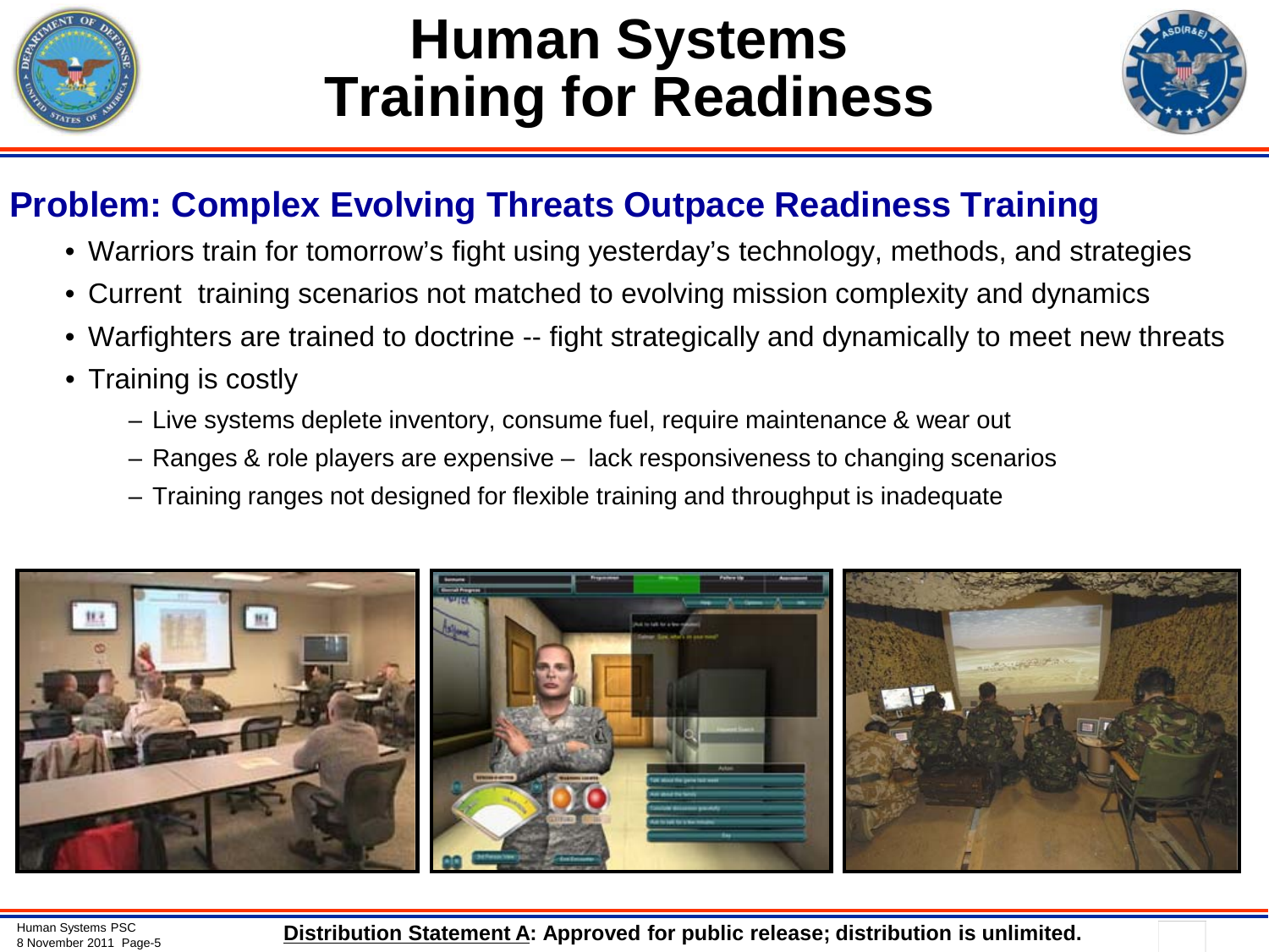# Human Systems Training for Readiness

## Problem: Complex Evolving Threats Outpace Readiness Training

- Warriors train for tomorrow's fight using yesterday's technology, methods, and strategies
- Current training scenarios not matched to evolving mission complexity and dynamics
- Warfighters are trained to doctrine -- fight strategically and dynamically to meet new threats
- Training is costly
  - Live systems deplete inventory, consume fuel, require maintenance & wear out
  - Ranges & role players are expensive – lack responsiveness to changing scenarios
  - Training ranges not designed for flexible training and throughput is inadequate

**Distribution Statement A: Approved for public release; distribution is unlimited.**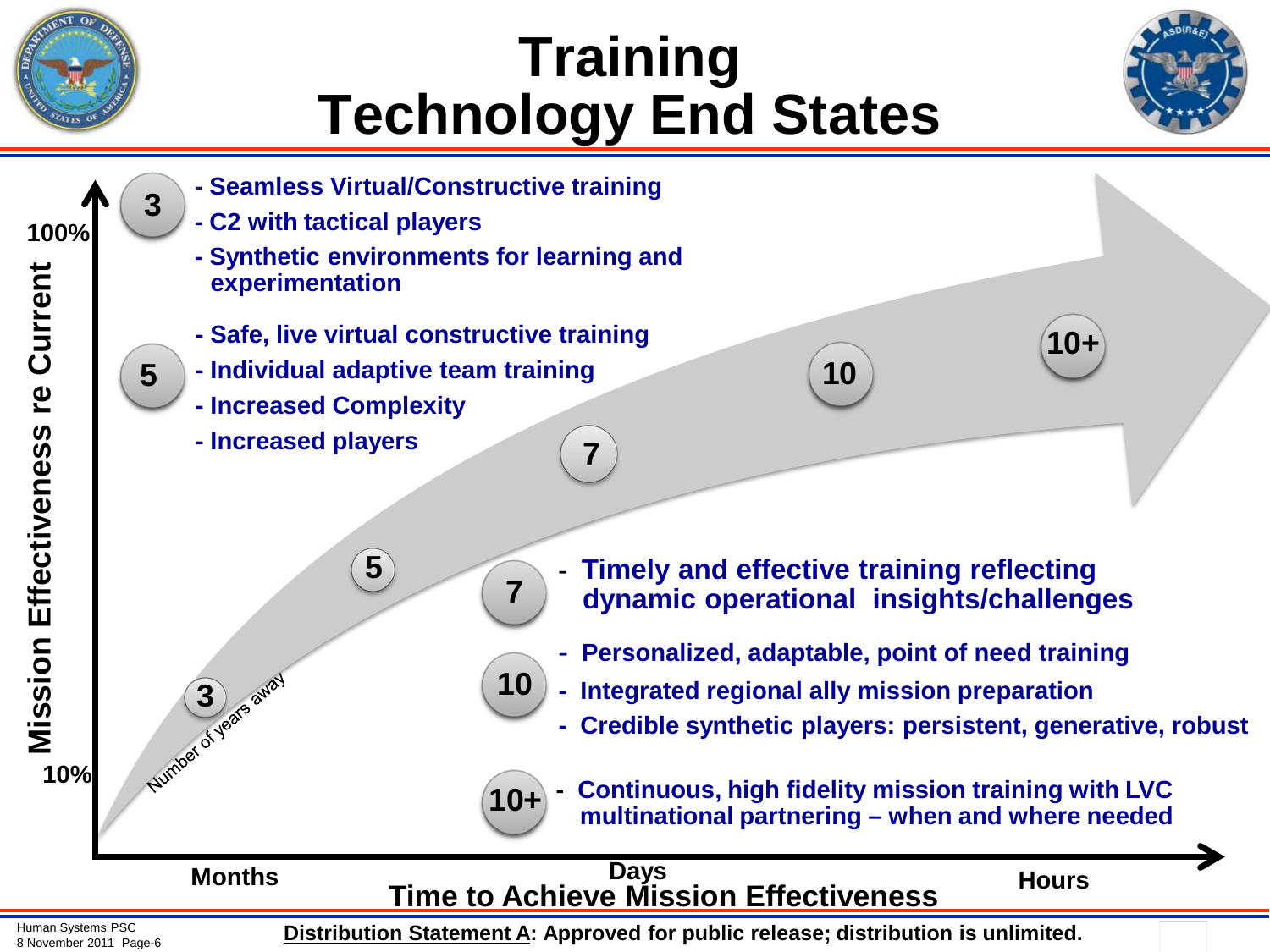# Training Technology End States

**3**
- Seamless Virtual/Constructive training
- C2 with tactical players
- Synthetic environments for learning and experimentation

**5**
- Safe, live virtual constructive training
- Individual adaptive team training
- Increased Complexity
- Increased players

**7**
- Timely and effective training reflecting dynamic operational insights/challenges

**10**
- Personalized, adaptable, point of need training
- Integrated regional ally mission preparation
- Credible synthetic players: persistent, generative, robust

**10+**
- Continuous, high fidelity mission training with LVC multinational partnering – when and where needed

Mission Effectiveness re Current (10% – 100%)

Number of years away: 3, 5, 7, 10, 10+

Time to Achieve Mission Effectiveness: Months, Days, Hours

Distribution Statement A: Approved for public release; distribution is unlimited.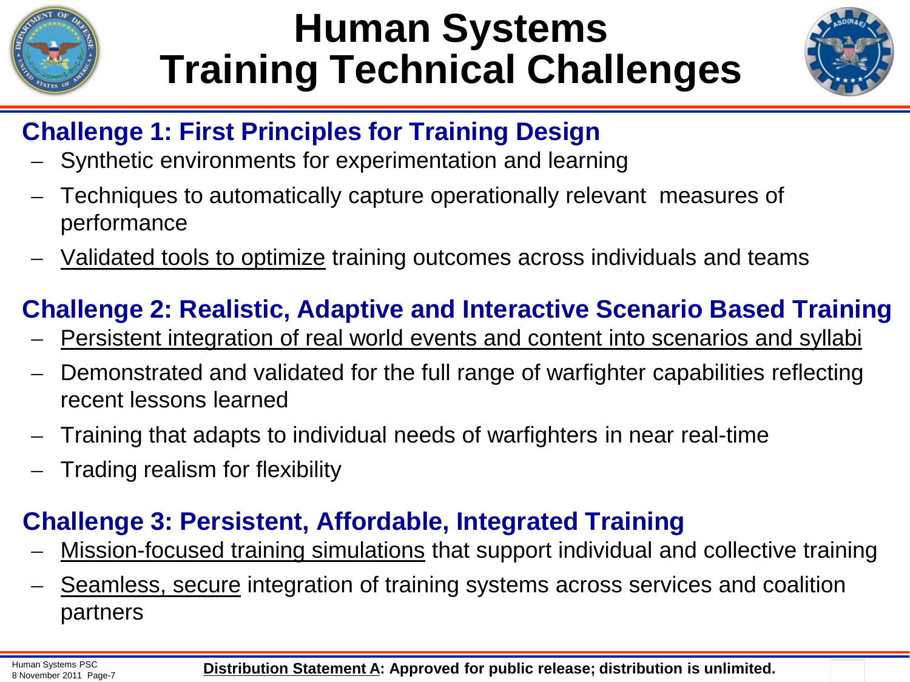# Human Systems Training Technical Challenges

## Challenge 1: First Principles for Training Design

- Synthetic environments for experimentation and learning
- Techniques to automatically capture operationally relevant measures of performance
- <u>Validated tools to optimize</u> training outcomes across individuals and teams

## Challenge 2: Realistic, Adaptive and Interactive Scenario Based Training

- <u>Persistent integration of real world events and content into scenarios and syllabi</u>
- Demonstrated and validated for the full range of warfighter capabilities reflecting recent lessons learned
- Training that adapts to individual needs of warfighters in near real-time
- Trading realism for flexibility

## Challenge 3: Persistent, Affordable, Integrated Training

- <u>Mission-focused training simulations</u> that support individual and collective training
- <u>Seamless, secure</u> integration of training systems across services and coalition partners

**<u>Distribution Statement A</u>: Approved for public release; distribution is unlimited.**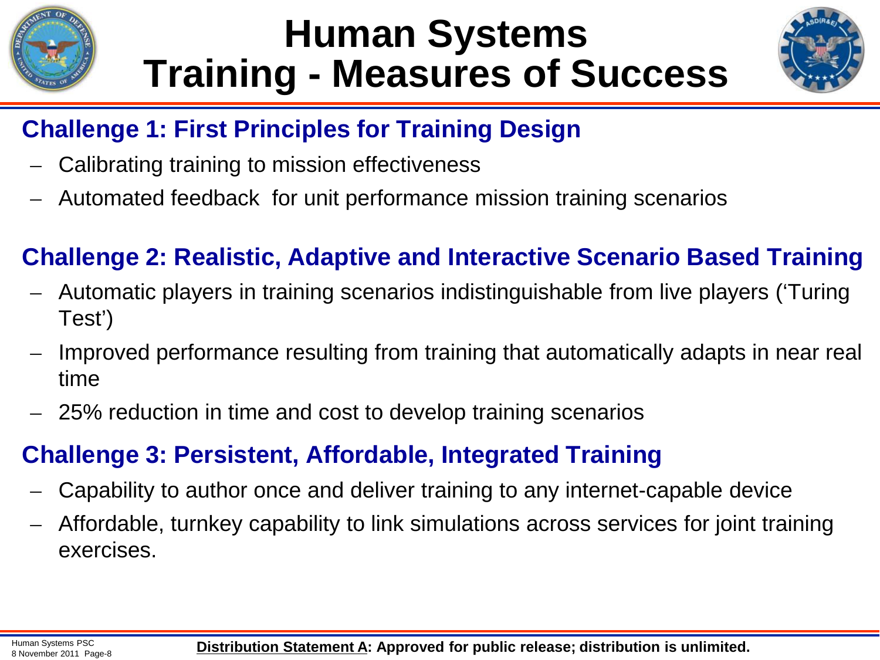# Human Systems Training - Measures of Success

## Challenge 1: First Principles for Training Design

- Calibrating training to mission effectiveness
- Automated feedback for unit performance mission training scenarios

## Challenge 2: Realistic, Adaptive and Interactive Scenario Based Training

- Automatic players in training scenarios indistinguishable from live players ('Turing Test')
- Improved performance resulting from training that automatically adapts in near real time
- 25% reduction in time and cost to develop training scenarios

## Challenge 3: Persistent, Affordable, Integrated Training

- Capability to author once and deliver training to any internet-capable device
- Affordable, turnkey capability to link simulations across services for joint training exercises.

**Distribution Statement A: Approved for public release; distribution is unlimited.**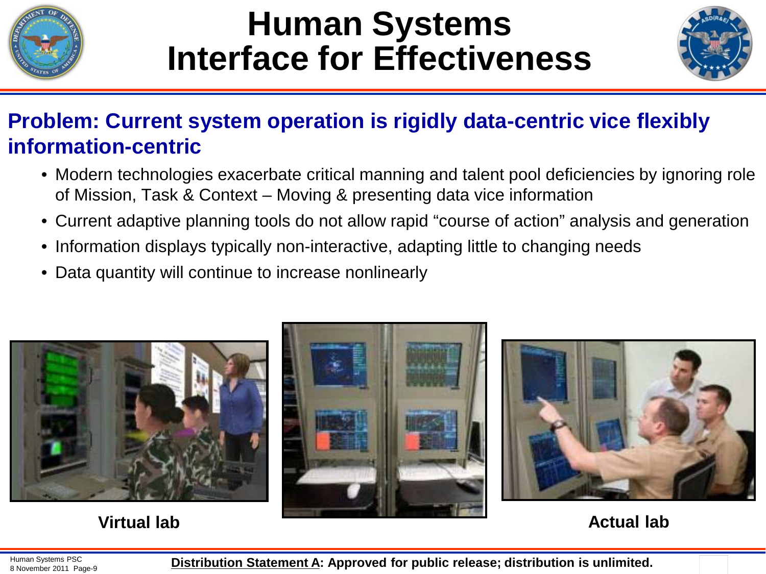# Human Systems Interface for Effectiveness

## Problem: Current system operation is rigidly data-centric vice flexibly information-centric

- Modern technologies exacerbate critical manning and talent pool deficiencies by ignoring role of Mission, Task & Context – Moving & presenting data vice information
- Current adaptive planning tools do not allow rapid "course of action" analysis and generation
- Information displays typically non-interactive, adapting little to changing needs
- Data quantity will continue to increase nonlinearly

**Virtual lab**

**Actual lab**

**Distribution Statement A: Approved for public release; distribution is unlimited.**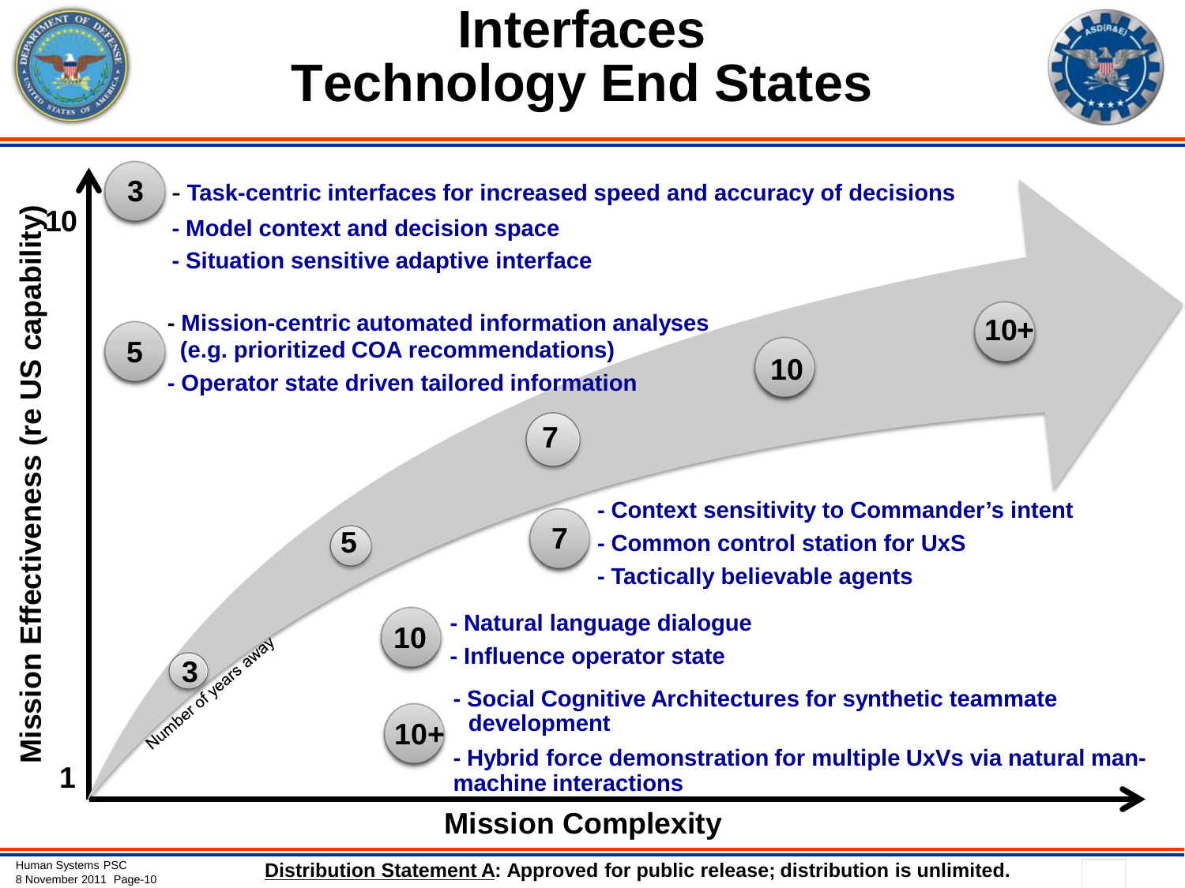# Interfaces Technology End States

Mission Effectiveness (re US capability): 1 – 10

Mission Complexity

Number of years away: 3, 5, 7, 10, 10+

**3**
- Task-centric interfaces for increased speed and accuracy of decisions
- Model context and decision space
- Situation sensitive adaptive interface

**5**
- Mission-centric automated information analyses (e.g. prioritized COA recommendations)
- Operator state driven tailored information

**7**
- Context sensitivity to Commander's intent
- Common control station for UxS
- Tactically believable agents

**10**
- Natural language dialogue
- Influence operator state

**10+**
- Social Cognitive Architectures for synthetic teammate development
- Hybrid force demonstration for multiple UxVs via natural man-machine interactions

**Distribution Statement A: Approved for public release; distribution is unlimited.**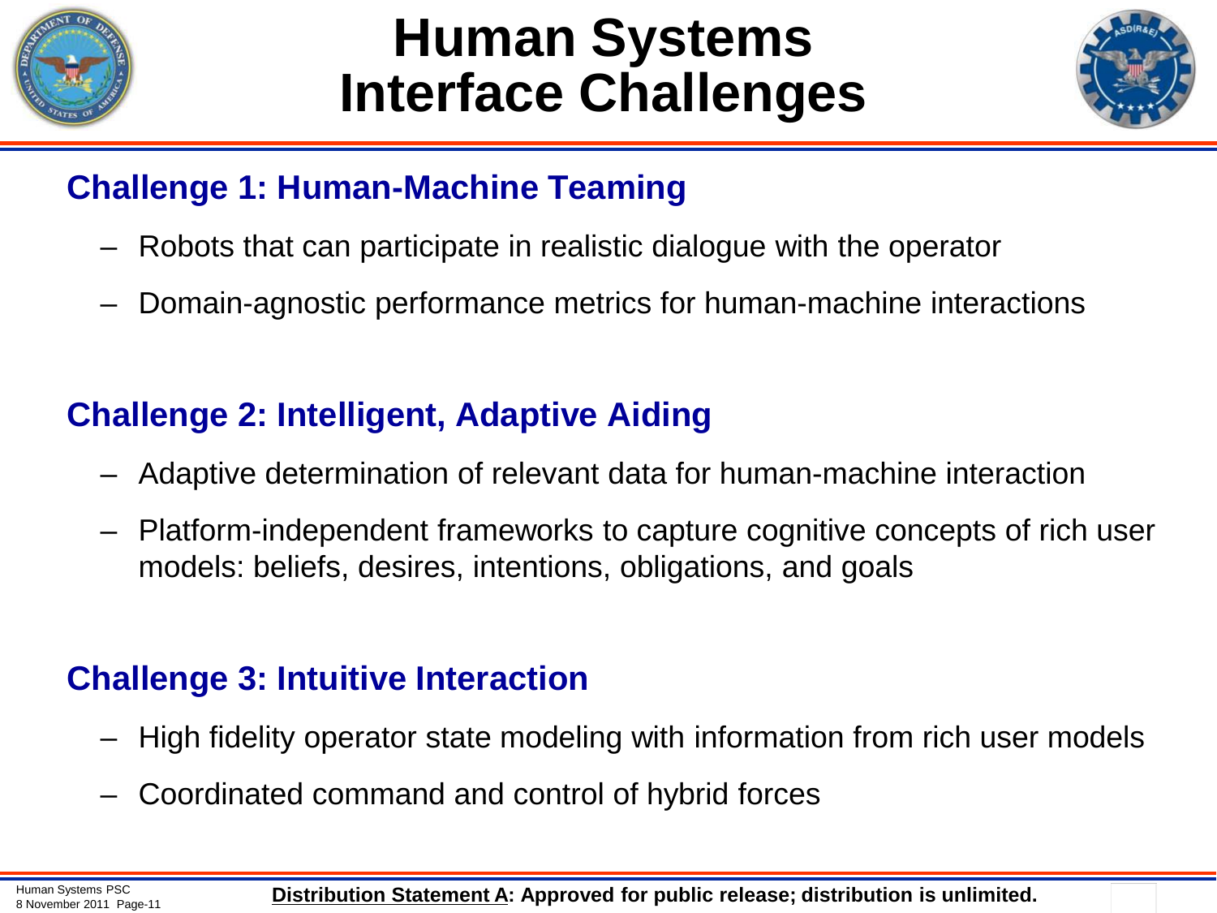# Human Systems Interface Challenges

## Challenge 1: Human-Machine Teaming

- Robots that can participate in realistic dialogue with the operator
- Domain-agnostic performance metrics for human-machine interactions

## Challenge 2: Intelligent, Adaptive Aiding

- Adaptive determination of relevant data for human-machine interaction
- Platform-independent frameworks to capture cognitive concepts of rich user models: beliefs, desires, intentions, obligations, and goals

## Challenge 3: Intuitive Interaction

- High fidelity operator state modeling with information from rich user models
- Coordinated command and control of hybrid forces

**Distribution Statement A: Approved for public release; distribution is unlimited.**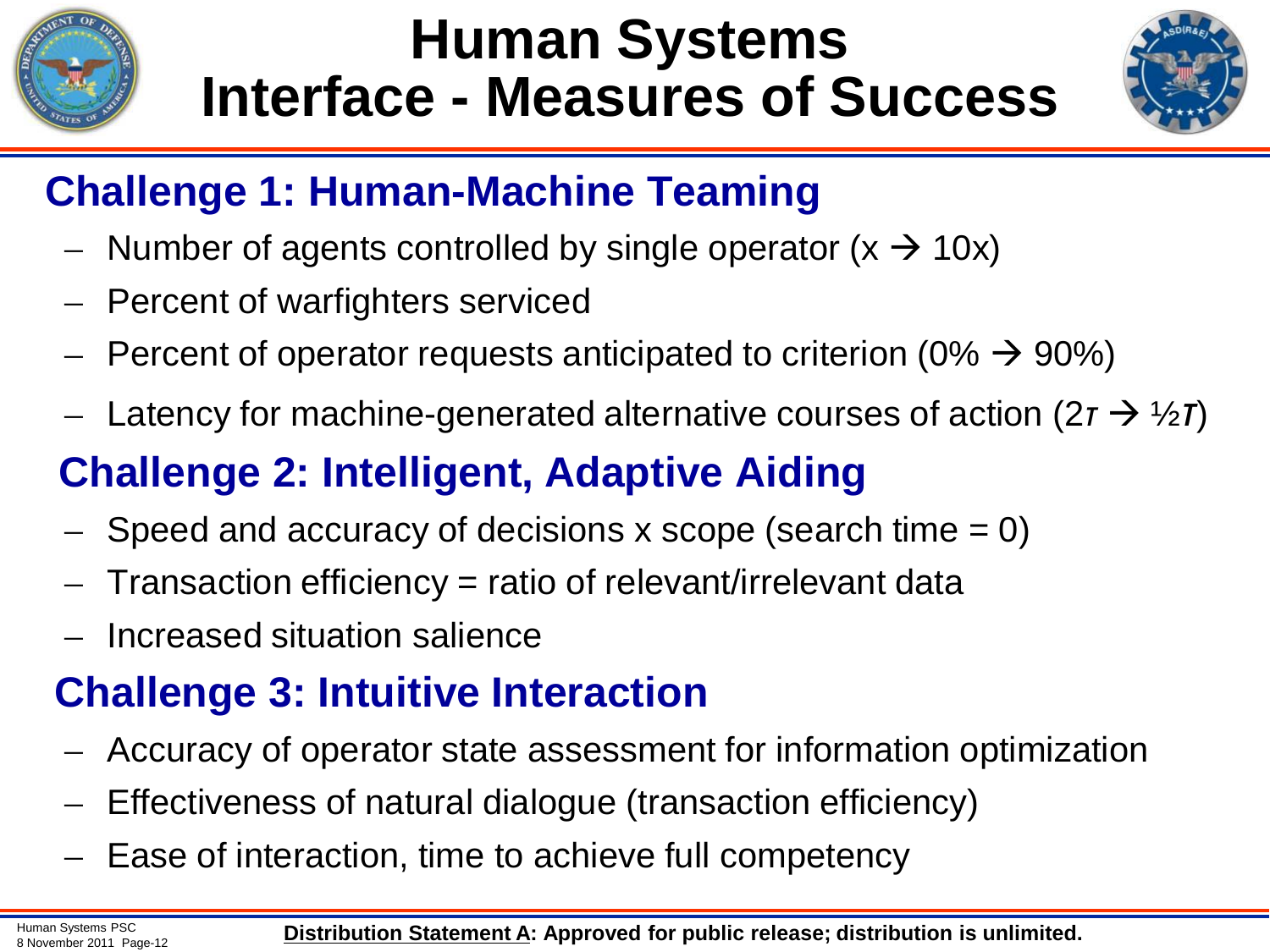# Human Systems Interface - Measures of Success

## Challenge 1: Human-Machine Teaming

- Number of agents controlled by single operator (x → 10x)
- Percent of warfighters serviced
- Percent of operator requests anticipated to criterion (0% → 90%)
- Latency for machine-generated alternative courses of action (2*T* → ½***T***)

## Challenge 2: Intelligent, Adaptive Aiding

- Speed and accuracy of decisions x scope (search time = 0)
- Transaction efficiency = ratio of relevant/irrelevant data
- Increased situation salience

## Challenge 3: Intuitive Interaction

- Accuracy of operator state assessment for information optimization
- Effectiveness of natural dialogue (transaction efficiency)
- Ease of interaction, time to achieve full competency

**Distribution Statement A: Approved for public release; distribution is unlimited.**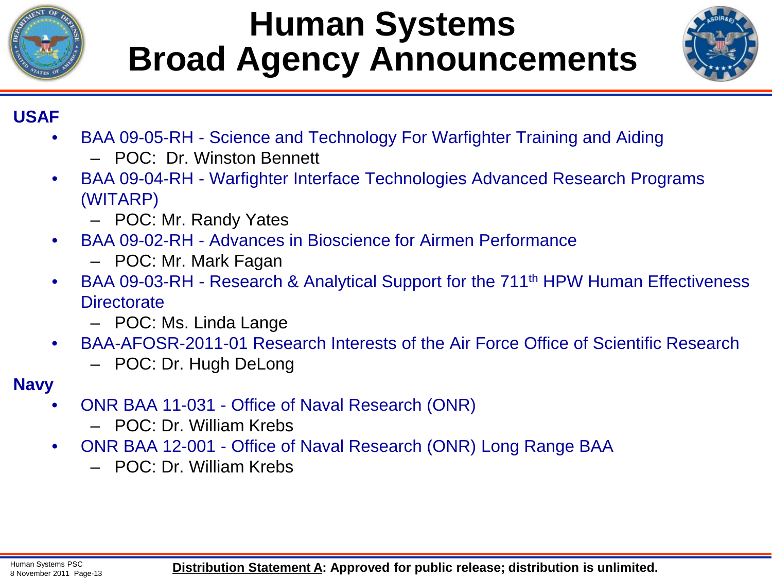# Human Systems Broad Agency Announcements

**USAF**

- BAA 09-05-RH - Science and Technology For Warfighter Training and Aiding
  - POC: Dr. Winston Bennett
- BAA 09-04-RH - Warfighter Interface Technologies Advanced Research Programs (WITARP)
  - POC: Mr. Randy Yates
- BAA 09-02-RH - Advances in Bioscience for Airmen Performance
  - POC: Mr. Mark Fagan
- BAA 09-03-RH - Research & Analytical Support for the 711th HPW Human Effectiveness Directorate
  - POC: Ms. Linda Lange
- BAA-AFOSR-2011-01 Research Interests of the Air Force Office of Scientific Research
  - POC: Dr. Hugh DeLong

**Navy**

- ONR BAA 11-031 - Office of Naval Research (ONR)
  - POC: Dr. William Krebs
- ONR BAA 12-001 - Office of Naval Research (ONR) Long Range BAA
  - POC: Dr. William Krebs

**Distribution Statement A: Approved for public release; distribution is unlimited.**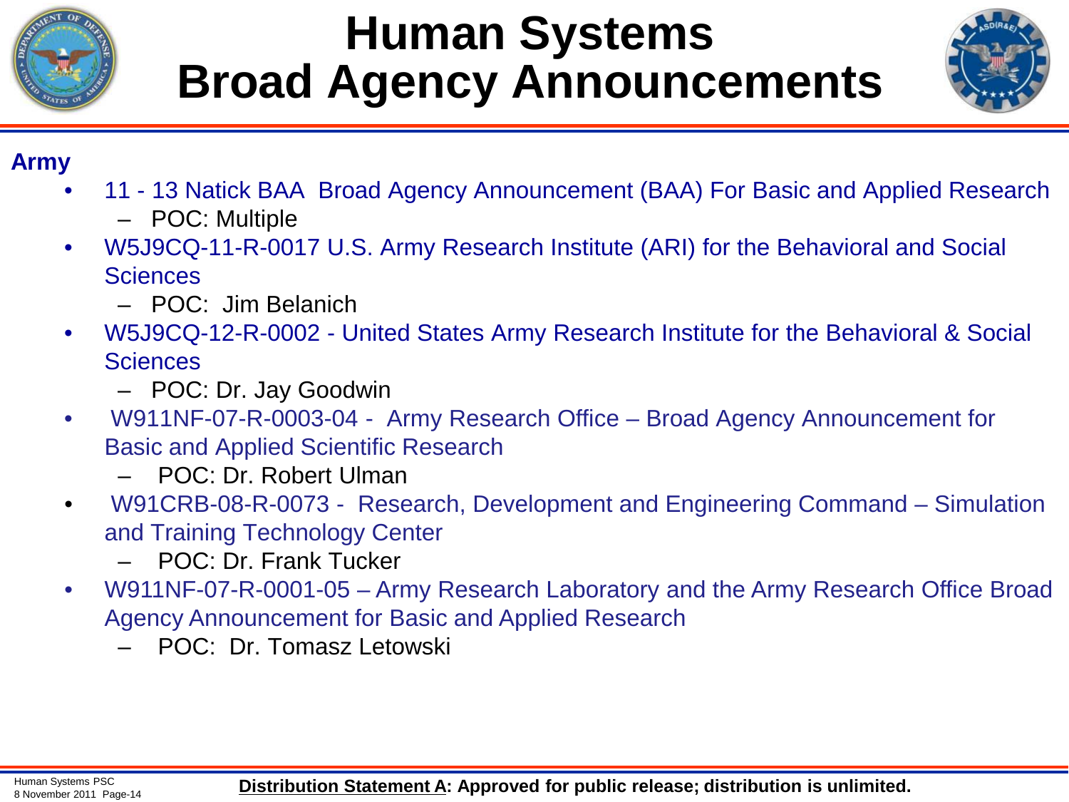# Human Systems Broad Agency Announcements

## Army

- 11 - 13 Natick BAA Broad Agency Announcement (BAA) For Basic and Applied Research
  - POC: Multiple
- W5J9CQ-11-R-0017 U.S. Army Research Institute (ARI) for the Behavioral and Social Sciences
  - POC: Jim Belanich
- W5J9CQ-12-R-0002 - United States Army Research Institute for the Behavioral & Social Sciences
  - POC: Dr. Jay Goodwin
- W911NF-07-R-0003-04 - Army Research Office – Broad Agency Announcement for Basic and Applied Scientific Research
  - POC: Dr. Robert Ulman
- W91CRB-08-R-0073 - Research, Development and Engineering Command – Simulation and Training Technology Center
  - POC: Dr. Frank Tucker
- W911NF-07-R-0001-05 – Army Research Laboratory and the Army Research Office Broad Agency Announcement for Basic and Applied Research
  - POC: Dr. Tomasz Letowski

**Distribution Statement A: Approved for public release; distribution is unlimited.**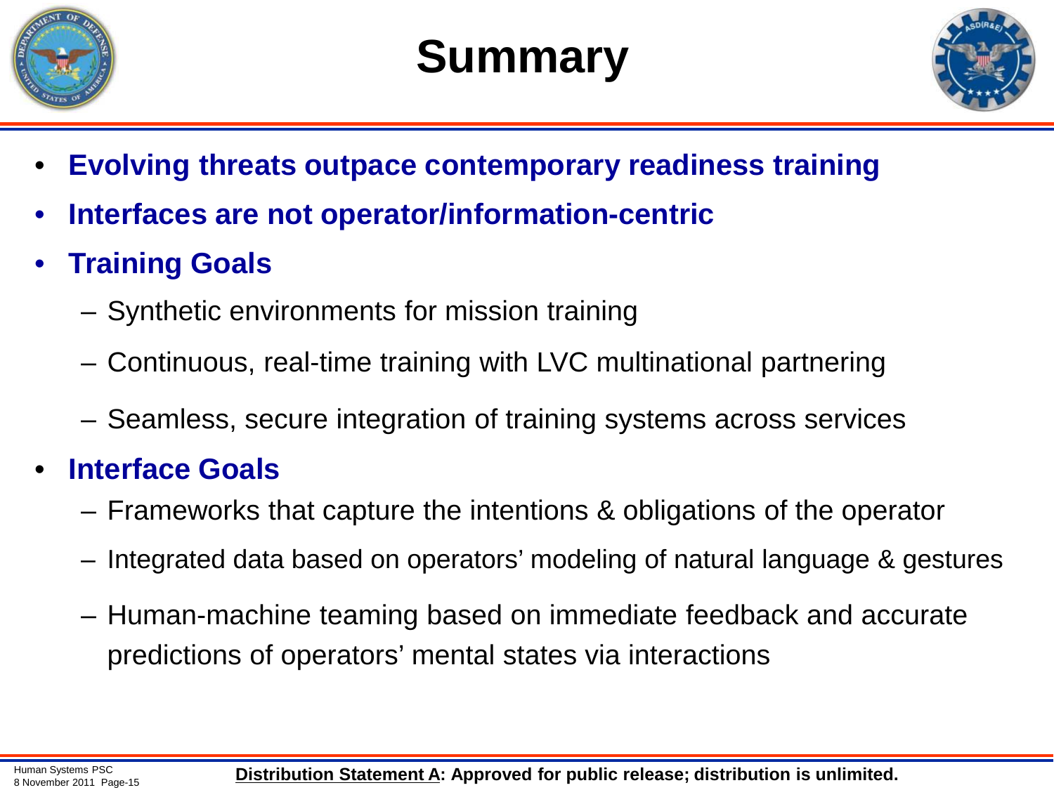# Summary

- **Evolving threats outpace contemporary readiness training**
- **Interfaces are not operator/information-centric**
- **Training Goals**
  - Synthetic environments for mission training
  - Continuous, real-time training with LVC multinational partnering
  - Seamless, secure integration of training systems across services
- **Interface Goals**
  - Frameworks that capture the intentions & obligations of the operator
  - Integrated data based on operators' modeling of natural language & gestures
  - Human-machine teaming based on immediate feedback and accurate predictions of operators' mental states via interactions

**Distribution Statement A: Approved for public release; distribution is unlimited.**